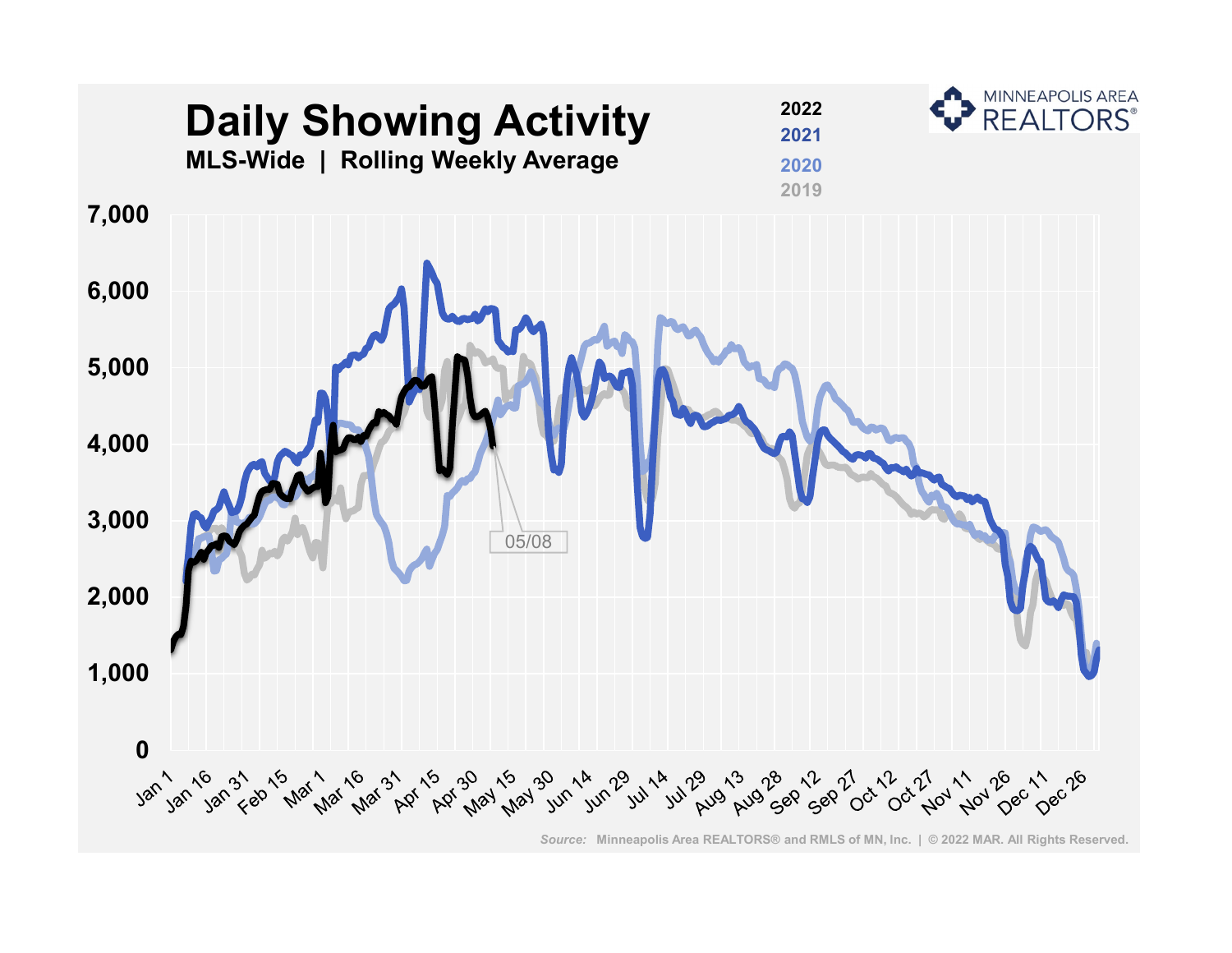# Daily Showing Activity

**MLS-Wide | Rolling Weekly Average**

2022
2021
2020
2019

MINNEAPOLIS AREA REALTORS®

05/08

*Source:* Minneapolis Area REALTORS® and RMLS of MN, Inc. | © 2022 MAR. All Rights Reserved.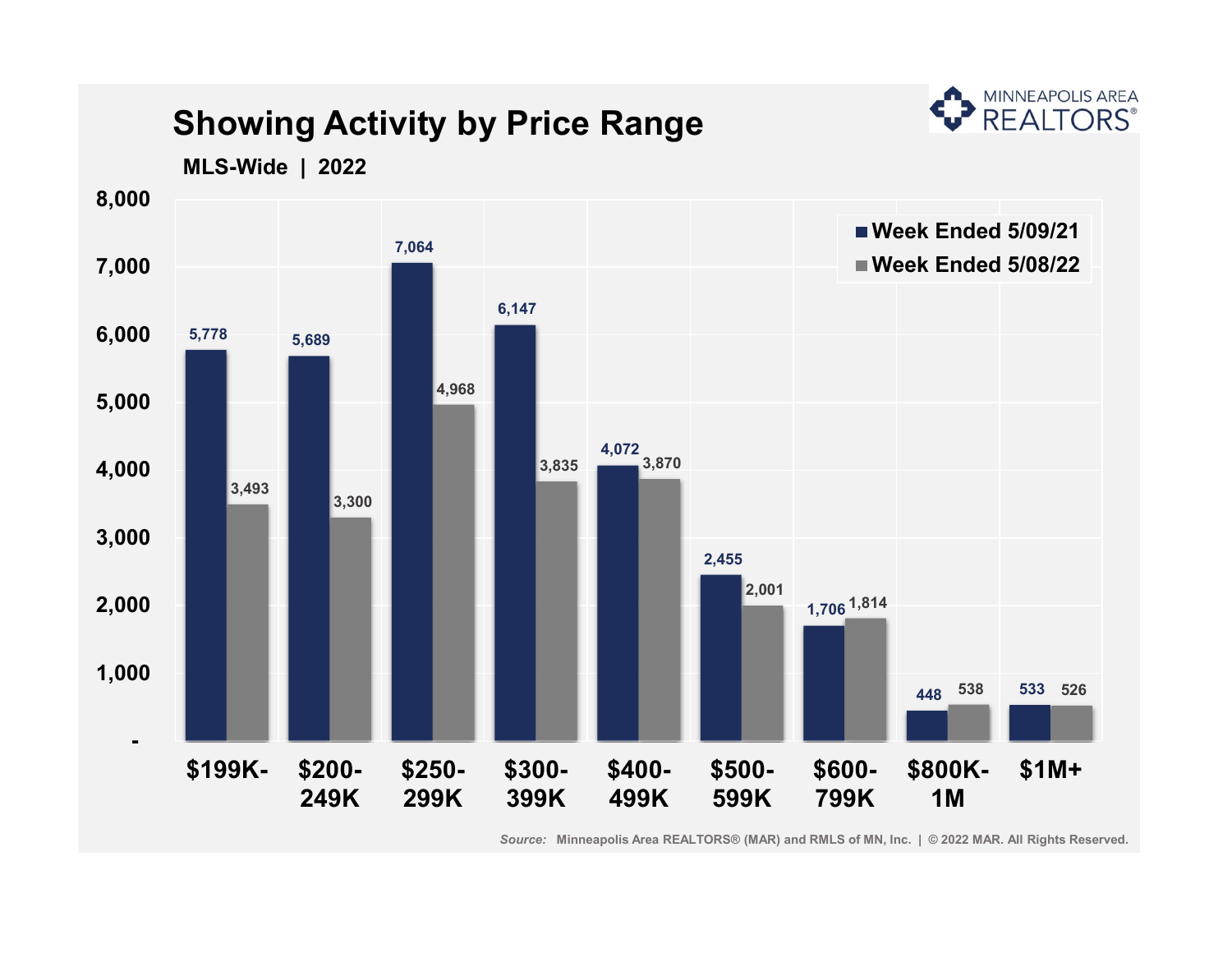# Showing Activity by Price Range

**MLS-Wide | 2022**

| Price Range | Week Ended 5/09/21 | Week Ended 5/08/22 |
|---|---|---|
| $199K- | 5,778 | 3,493 |
| $200-249K | 5,689 | 3,300 |
| $250-299K | 7,064 | 4,968 |
| $300-399K | 6,147 | 3,835 |
| $400-499K | 4,072 | 3,870 |
| $500-599K | 2,455 | 2,001 |
| $600-799K | 1,706 | 1,814 |
| $800K-1M | 448 | 538 |
| $1M+ | 533 | 526 |

*Source:* Minneapolis Area REALTORS® (MAR) and RMLS of MN, Inc. | © 2022 MAR. All Rights Reserved.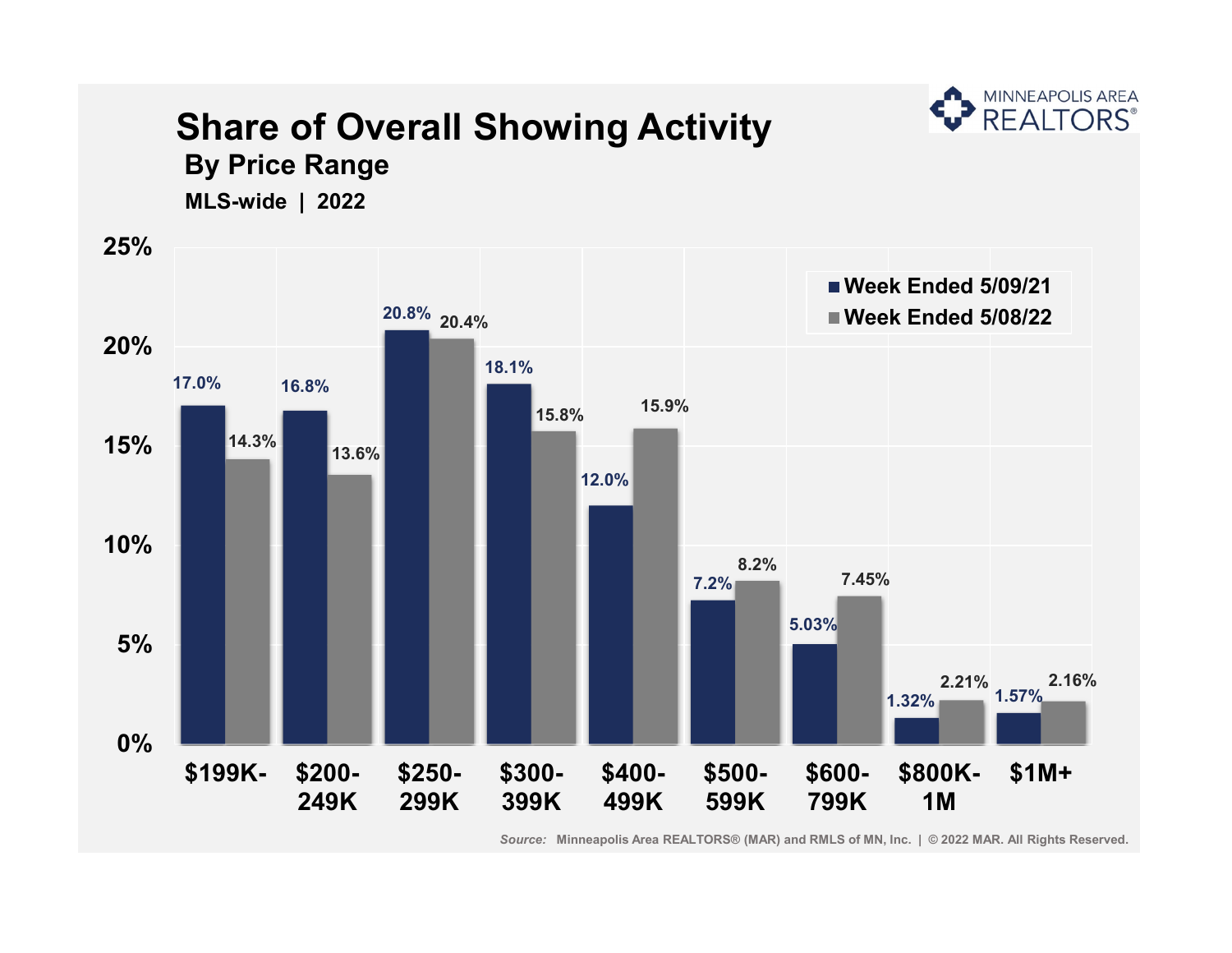# Share of Overall Showing Activity

## By Price Range

**MLS-wide | 2022**

| Price Range | Week Ended 5/09/21 | Week Ended 5/08/22 |
| --- | --- | --- |
| $199K- | 17.0% | 14.3% |
| $200-249K | 16.8% | 13.6% |
| $250-299K | 20.8% | 20.4% |
| $300-399K | 18.1% | 15.8% |
| $400-499K | 12.0% | 15.9% |
| $500-599K | 7.2% | 8.2% |
| $600-799K | 5.03% | 7.45% |
| $800K-1M | 1.32% | 2.21% |
| $1M+ | 1.57% | 2.16% |

*Source:* Minneapolis Area REALTORS® (MAR) and RMLS of MN, Inc. | © 2022 MAR. All Rights Reserved.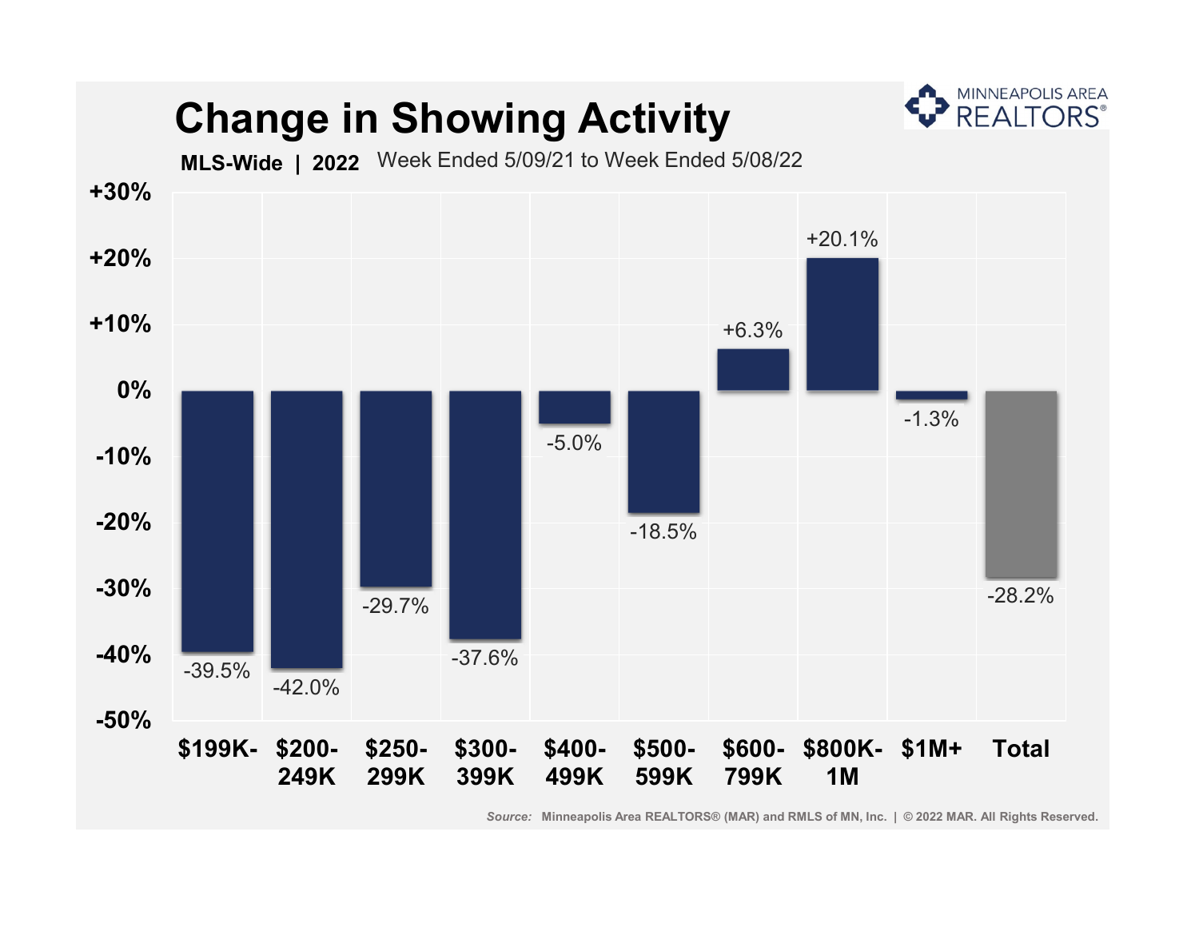# Change in Showing Activity

**MLS-Wide | 2022** Week Ended 5/09/21 to Week Ended 5/08/22

| Price Range | Change |
|---|---|
| $199K- | -39.5% |
| $200-249K | -42.0% |
| $250-299K | -29.7% |
| $300-399K | -37.6% |
| $400-499K | -5.0% |
| $500-599K | -18.5% |
| $600-799K | +6.3% |
| $800K-1M | +20.1% |
| $1M+ | -1.3% |
| Total | -28.2% |

*Source:* Minneapolis Area REALTORS® (MAR) and RMLS of MN, Inc. | © 2022 MAR. All Rights Reserved.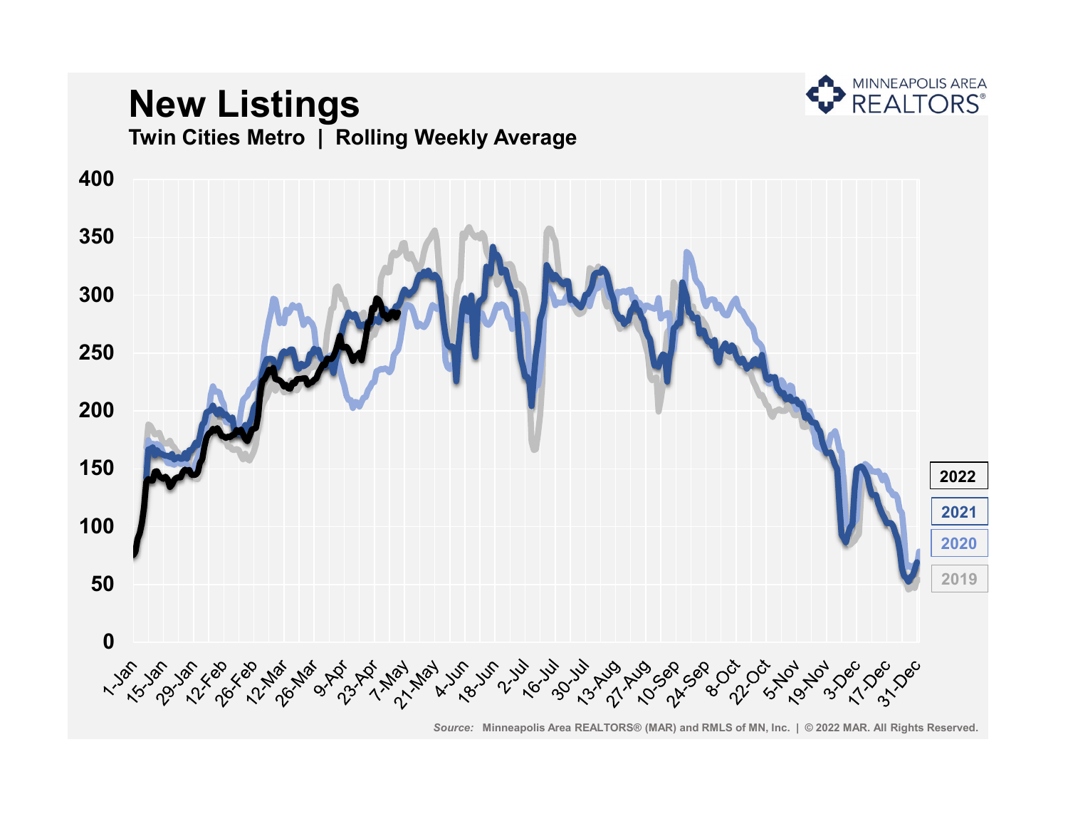# New Listings

**Twin Cities Metro | Rolling Weekly Average**

400
350
300
250
200
150
100
50
0

1-Jan 15-Jan 29-Jan 12-Feb 26-Feb 12-Mar 26-Mar 9-Apr 23-Apr 7-May 21-May 4-Jun 18-Jun 2-Jul 16-Jul 30-Jul 13-Aug 27-Aug 10-Sep 24-Sep 8-Oct 22-Oct 5-Nov 19-Nov 3-Dec 17-Dec 31-Dec

2022
2021
2020
2019

MINNEAPOLIS AREA REALTORS®

*Source:* Minneapolis Area REALTORS® (MAR) and RMLS of MN, Inc. | © 2022 MAR. All Rights Reserved.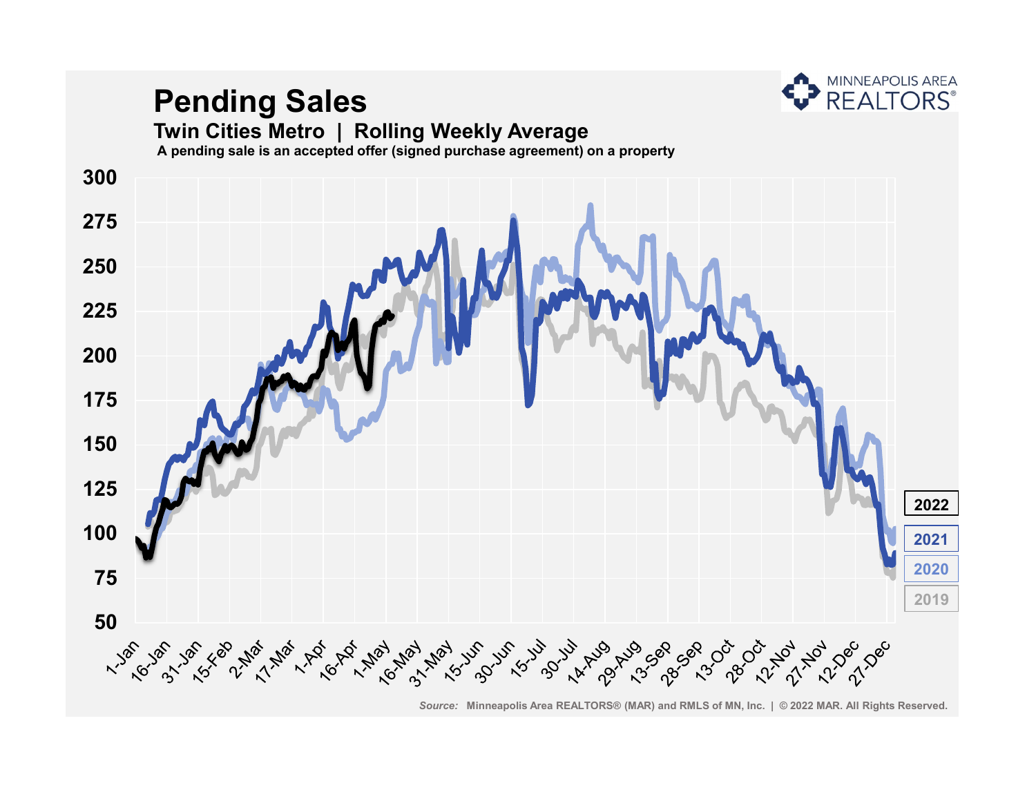# Pending Sales

## Twin Cities Metro | Rolling Weekly Average

**A pending sale is an accepted offer (signed purchase agreement) on a property**

MINNEAPOLIS AREA REALTORS®

Legend: 2022, 2021, 2020, 2019

Y-axis: 50, 75, 100, 125, 150, 175, 200, 225, 250, 275, 300

X-axis: 1-Jan, 16-Jan, 31-Jan, 15-Feb, 2-Mar, 17-Mar, 1-Apr, 16-Apr, 1-May, 16-May, 31-May, 15-Jun, 30-Jun, 15-Jul, 30-Jul, 14-Aug, 29-Aug, 13-Sep, 28-Sep, 13-Oct, 28-Oct, 12-Nov, 27-Nov, 12-Dec, 27-Dec

*Source:* Minneapolis Area REALTORS® (MAR) and RMLS of MN, Inc. | © 2022 MAR. All Rights Reserved.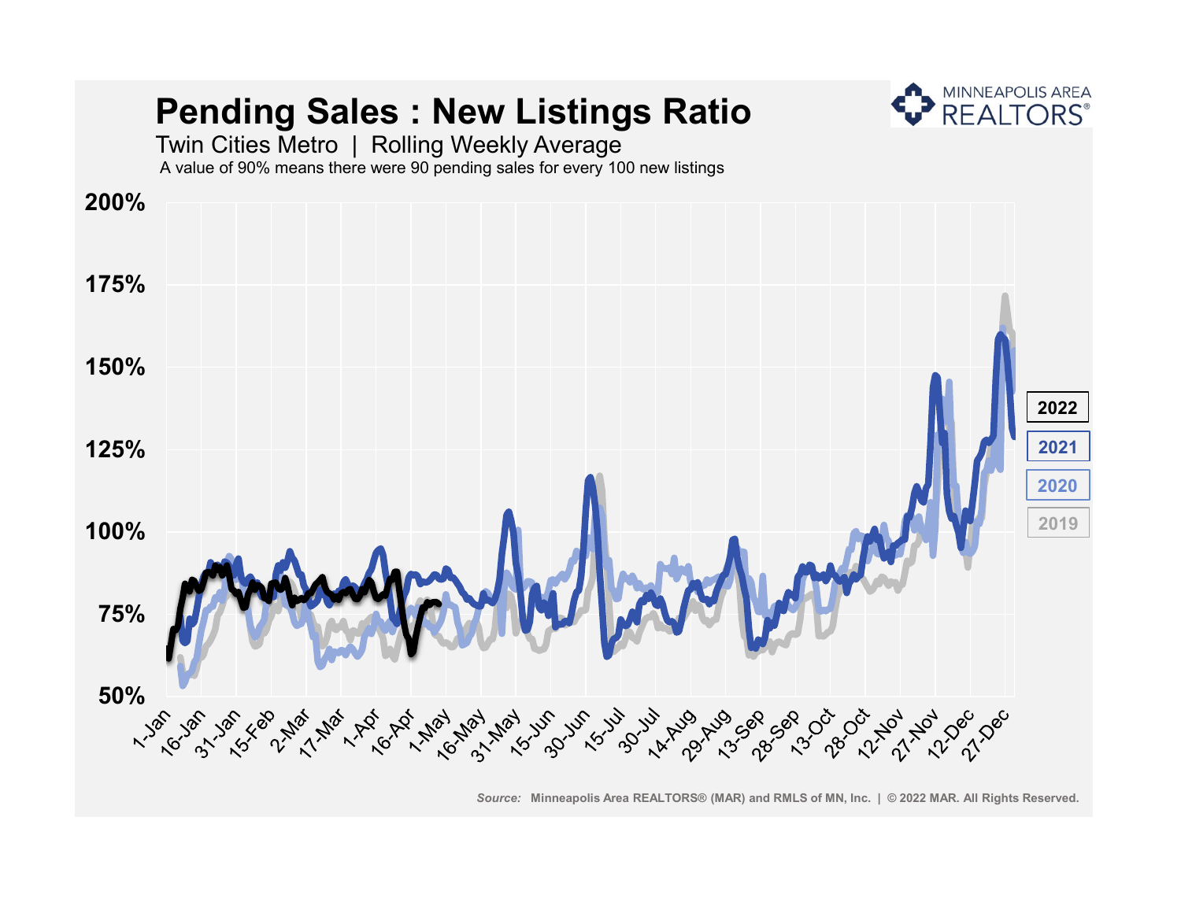# Pending Sales : New Listings Ratio

Twin Cities Metro | Rolling Weekly Average

A value of 90% means there were 90 pending sales for every 100 new listings

200%
175%
150%
125%
100%
75%
50%

1-Jan, 16-Jan, 31-Jan, 15-Feb, 2-Mar, 17-Mar, 1-Apr, 16-Apr, 1-May, 16-May, 31-May, 15-Jun, 30-Jun, 15-Jul, 30-Jul, 14-Aug, 29-Aug, 13-Sep, 28-Sep, 13-Oct, 28-Oct, 12-Nov, 27-Nov, 12-Dec, 27-Dec

2022
2021
2020
2019

*Source:* Minneapolis Area REALTORS® (MAR) and RMLS of MN, Inc. | © 2022 MAR. All Rights Reserved.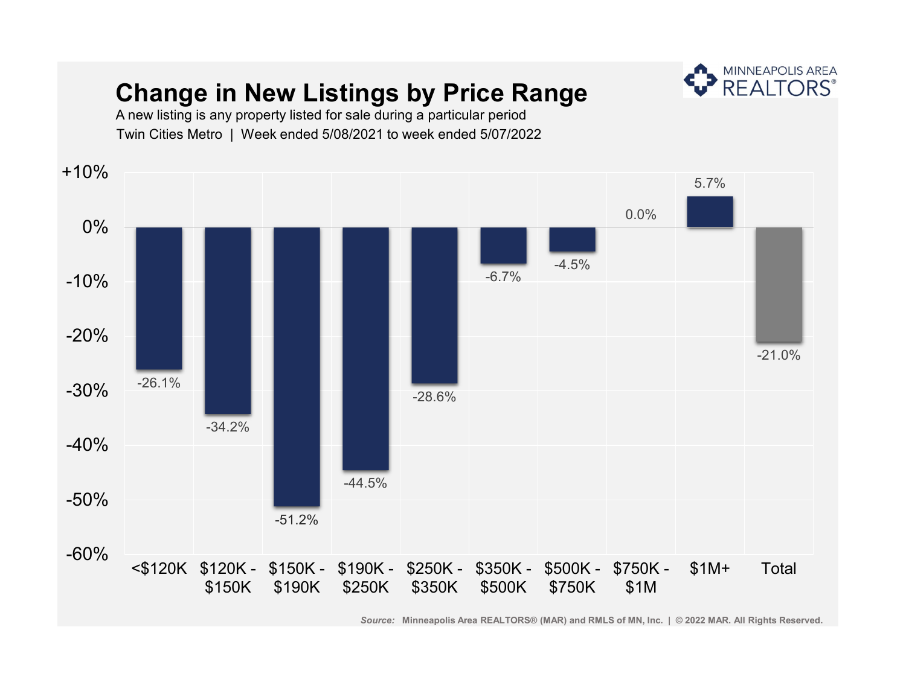# Change in New Listings by Price Range

A new listing is any property listed for sale during a particular period

Twin Cities Metro | Week ended 5/08/2021 to week ended 5/07/2022

| Price Range | Change |
|---|---|
| <$120K | -26.1% |
| $120K - $150K | -34.2% |
| $150K - $190K | -51.2% |
| $190K - $250K | -44.5% |
| $250K - $350K | -28.6% |
| $350K - $500K | -6.7% |
| $500K - $750K | -4.5% |
| $750K - $1M | 0.0% |
| $1M+ | 5.7% |
| Total | -21.0% |

*Source:* Minneapolis Area REALTORS® (MAR) and RMLS of MN, Inc. | © 2022 MAR. All Rights Reserved.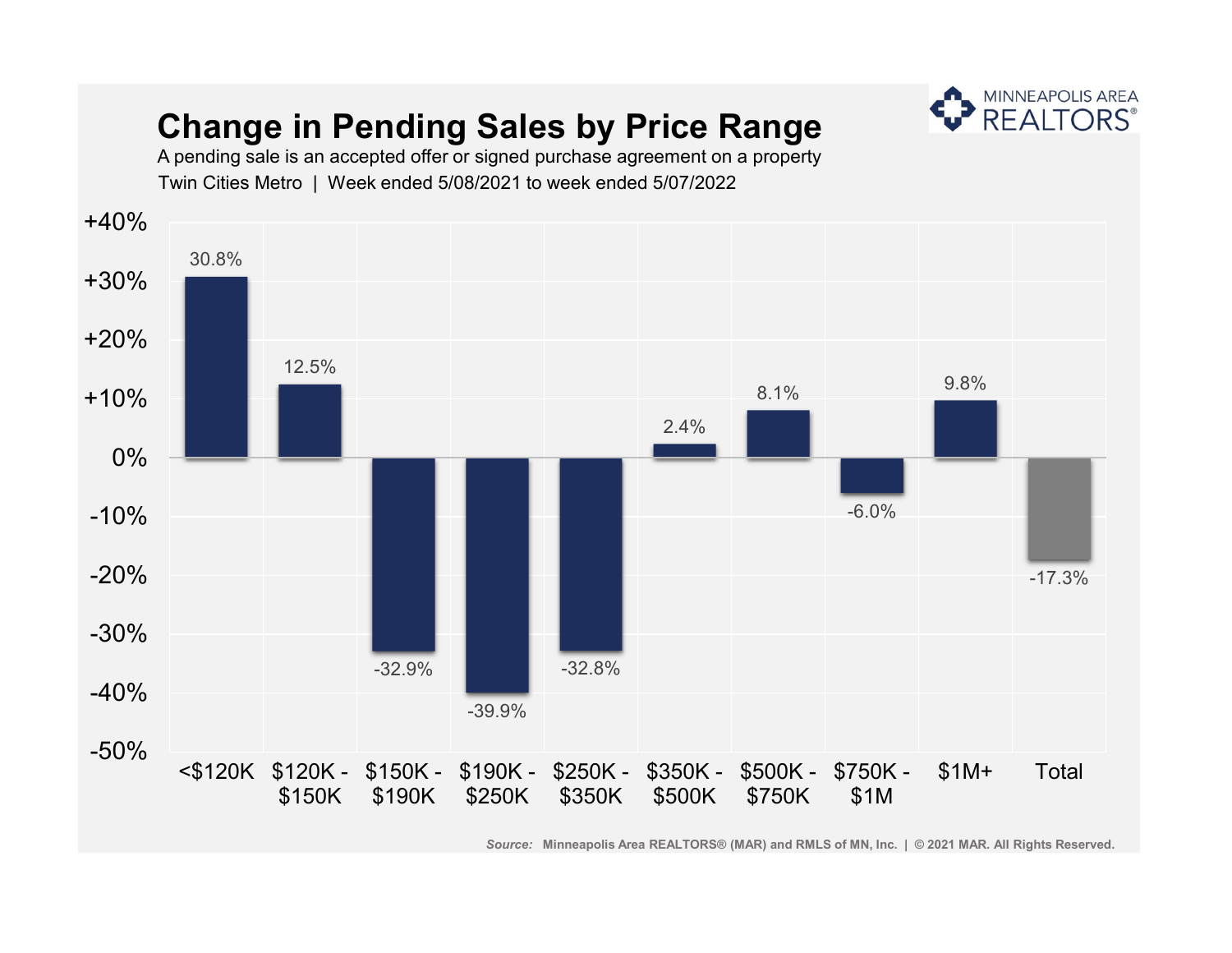# Change in Pending Sales by Price Range

A pending sale is an accepted offer or signed purchase agreement on a property

Twin Cities Metro | Week ended 5/08/2021 to week ended 5/07/2022

| Price Range | Change |
|---|---|
| <$120K | 30.8% |
| $120K - $150K | 12.5% |
| $150K - $190K | -32.9% |
| $190K - $250K | -39.9% |
| $250K - $350K | -32.8% |
| $350K - $500K | 2.4% |
| $500K - $750K | 8.1% |
| $750K - $1M | -6.0% |
| $1M+ | 9.8% |
| Total | -17.3% |

*Source:* Minneapolis Area REALTORS® (MAR) and RMLS of MN, Inc. | © 2021 MAR. All Rights Reserved.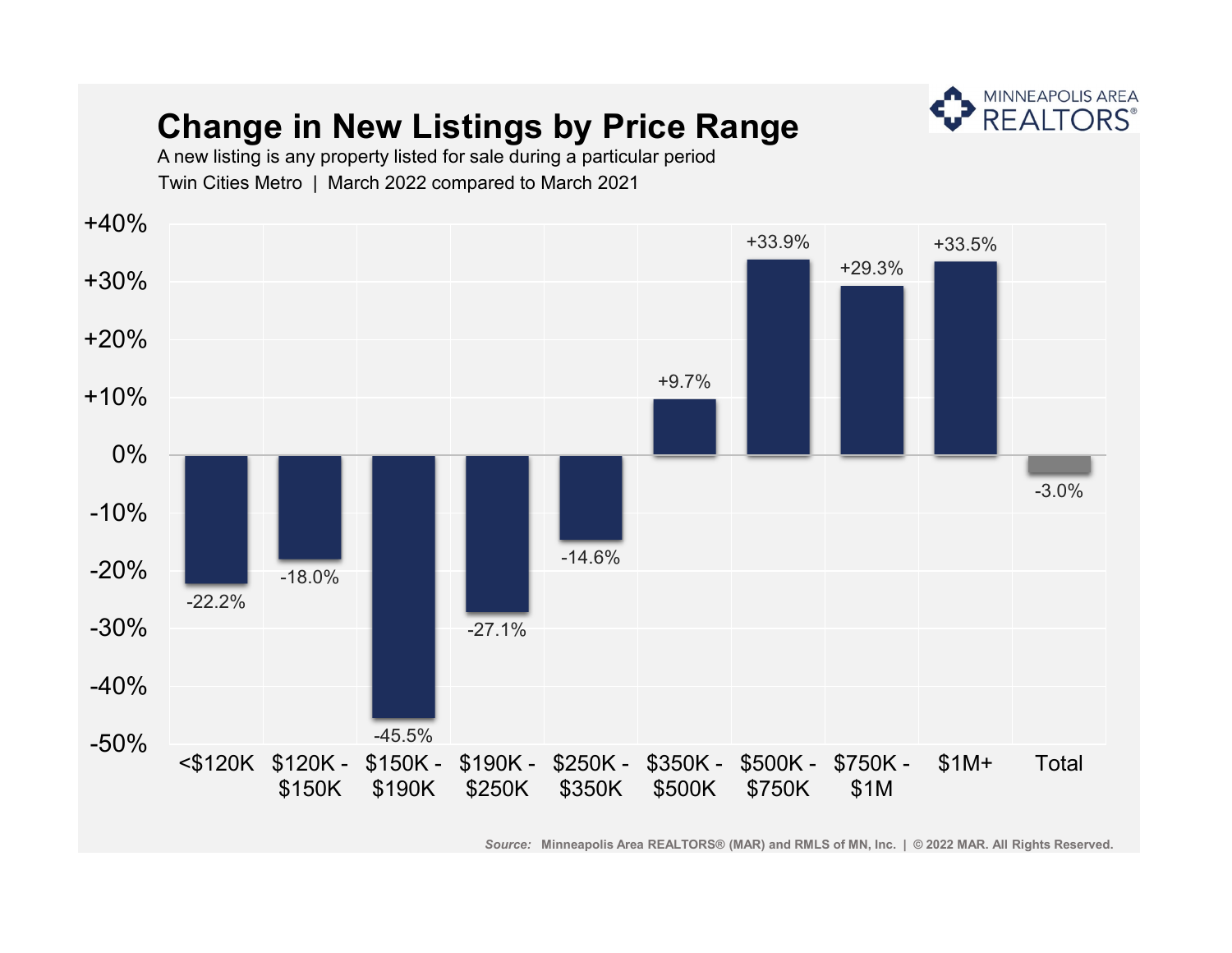# Change in New Listings by Price Range

A new listing is any property listed for sale during a particular period

Twin Cities Metro | March 2022 compared to March 2021

| Price Range | Change |
| --- | --- |
| <$120K | -22.2% |
| $120K - $150K | -18.0% |
| $150K - $190K | -45.5% |
| $190K - $250K | -27.1% |
| $250K - $350K | -14.6% |
| $350K - $500K | +9.7% |
| $500K - $750K | +33.9% |
| $750K - $1M | +29.3% |
| $1M+ | +33.5% |
| Total | -3.0% |

MINNEAPOLIS AREA REALTORS®

*Source:* Minneapolis Area REALTORS® (MAR) and RMLS of MN, Inc. | © 2022 MAR. All Rights Reserved.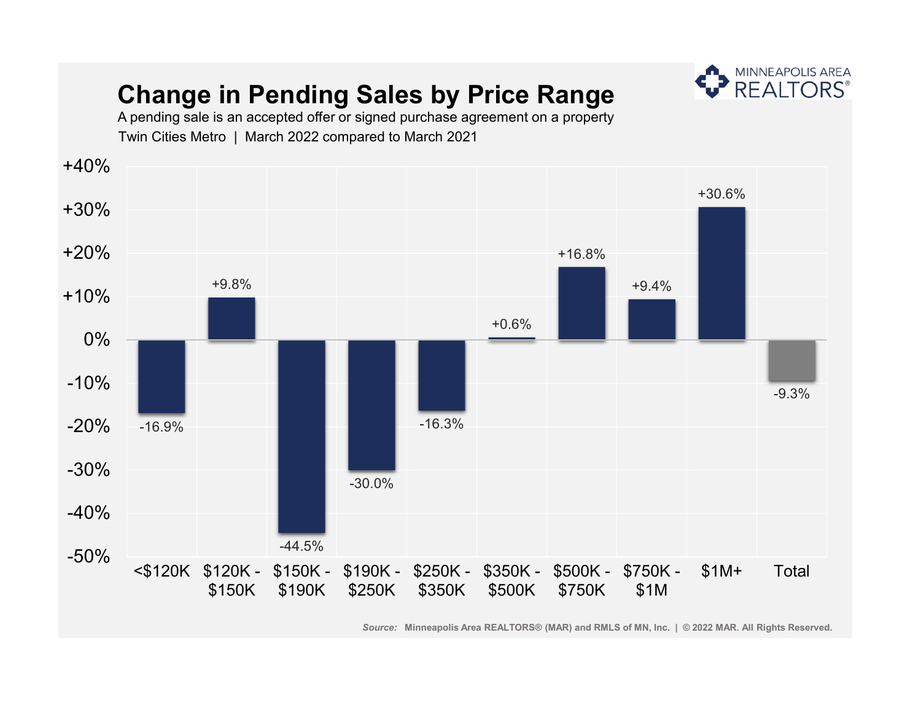# Change in Pending Sales by Price Range

A pending sale is an accepted offer or signed purchase agreement on a property

Twin Cities Metro | March 2022 compared to March 2021

| Price Range | Change |
|---|---|
| <$120K | -16.9% |
| $120K - $150K | +9.8% |
| $150K - $190K | -44.5% |
| $190K - $250K | -30.0% |
| $250K - $350K | -16.3% |
| $350K - $500K | +0.6% |
| $500K - $750K | +16.8% |
| $750K - $1M | +9.4% |
| $1M+ | +30.6% |
| Total | -9.3% |

*Source:* Minneapolis Area REALTORS® (MAR) and RMLS of MN, Inc. | © 2022 MAR. All Rights Reserved.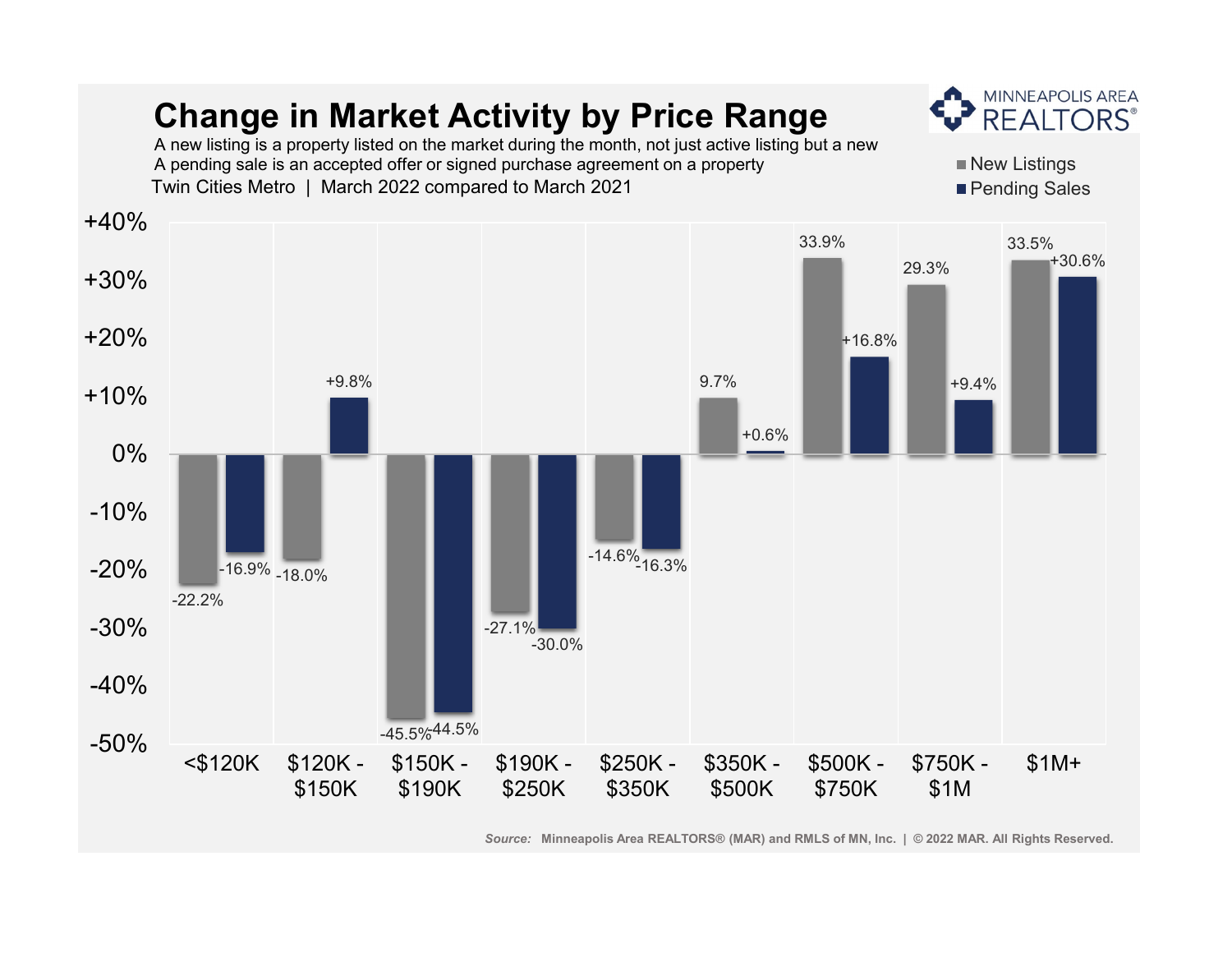# Change in Market Activity by Price Range

A new listing is a property listed on the market during the month, not just active listing but a new
A pending sale is an accepted offer or signed purchase agreement on a property
Twin Cities Metro | March 2022 compared to March 2021

MINNEAPOLIS AREA REALTORS®

New Listings
Pending Sales

+40%
+30%
+20%
+10%
0%
-10%
-20%
-30%
-40%
-50%

<$120K: -22.2%, -16.9%
$120K - $150K: -18.0%, +9.8%
$150K - $190K: -45.5%, -44.5%
$190K - $250K: -27.1%, -30.0%
$250K - $350K: -14.6%, -16.3%
$350K - $500K: 9.7%, +0.6%
$500K - $750K: 33.9%, +16.8%
$750K - $1M: 29.3%, +9.4%
$1M+: 33.5%, +30.6%

*Source:* Minneapolis Area REALTORS® (MAR) and RMLS of MN, Inc. | © 2022 MAR. All Rights Reserved.